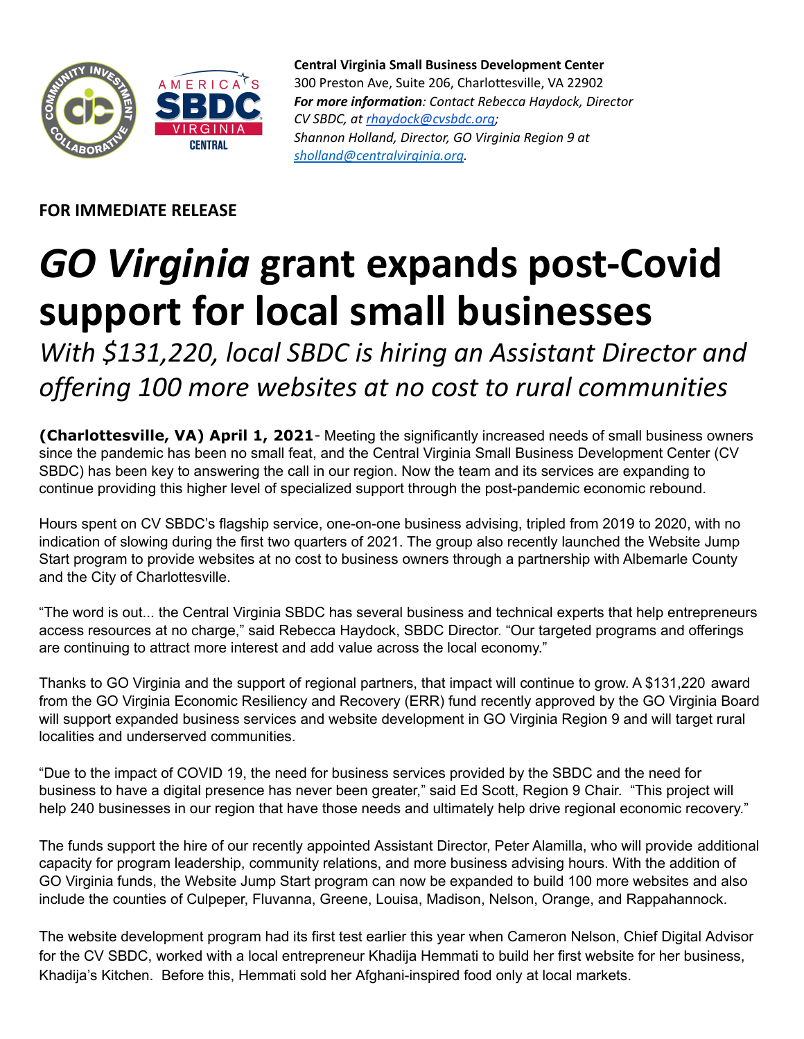**Central Virginia Small Business Development Center**
300 Preston Ave, Suite 206, Charlottesville, VA 22902
***For more information**: Contact Rebecca Haydock, Director CV SBDC, at [rhaydock@cvsbdc.org](mailto:rhaydock@cvsbdc.org);*
*Shannon Holland, Director, GO Virginia Region 9 at [sholland@centralvirginia.org](mailto:sholland@centralvirginia.org).*

**FOR IMMEDIATE RELEASE**

# *GO Virginia* grant expands post-Covid support for local small businesses

*With $131,220, local SBDC is hiring an Assistant Director and offering 100 more websites at no cost to rural communities*

**(Charlottesville, VA) April 1, 2021**- Meeting the significantly increased needs of small business owners since the pandemic has been no small feat, and the Central Virginia Small Business Development Center (CV SBDC) has been key to answering the call in our region. Now the team and its services are expanding to continue providing this higher level of specialized support through the post-pandemic economic rebound.

Hours spent on CV SBDC's flagship service, one-on-one business advising, tripled from 2019 to 2020, with no indication of slowing during the first two quarters of 2021. The group also recently launched the Website Jump Start program to provide websites at no cost to business owners through a partnership with Albemarle County and the City of Charlottesville.

"The word is out... the Central Virginia SBDC has several business and technical experts that help entrepreneurs access resources at no charge," said Rebecca Haydock, SBDC Director. "Our targeted programs and offerings are continuing to attract more interest and add value across the local economy."

Thanks to GO Virginia and the support of regional partners, that impact will continue to grow. A $131,220 award from the GO Virginia Economic Resiliency and Recovery (ERR) fund recently approved by the GO Virginia Board will support expanded business services and website development in GO Virginia Region 9 and will target rural localities and underserved communities.

"Due to the impact of COVID 19, the need for business services provided by the SBDC and the need for business to have a digital presence has never been greater," said Ed Scott, Region 9 Chair. "This project will help 240 businesses in our region that have those needs and ultimately help drive regional economic recovery."

The funds support the hire of our recently appointed Assistant Director, Peter Alamilla, who will provide additional capacity for program leadership, community relations, and more business advising hours. With the addition of GO Virginia funds, the Website Jump Start program can now be expanded to build 100 more websites and also include the counties of Culpeper, Fluvanna, Greene, Louisa, Madison, Nelson, Orange, and Rappahannock.

The website development program had its first test earlier this year when Cameron Nelson, Chief Digital Advisor for the CV SBDC, worked with a local entrepreneur Khadija Hemmati to build her first website for her business, Khadija's Kitchen. Before this, Hemmati sold her Afghani-inspired food only at local markets.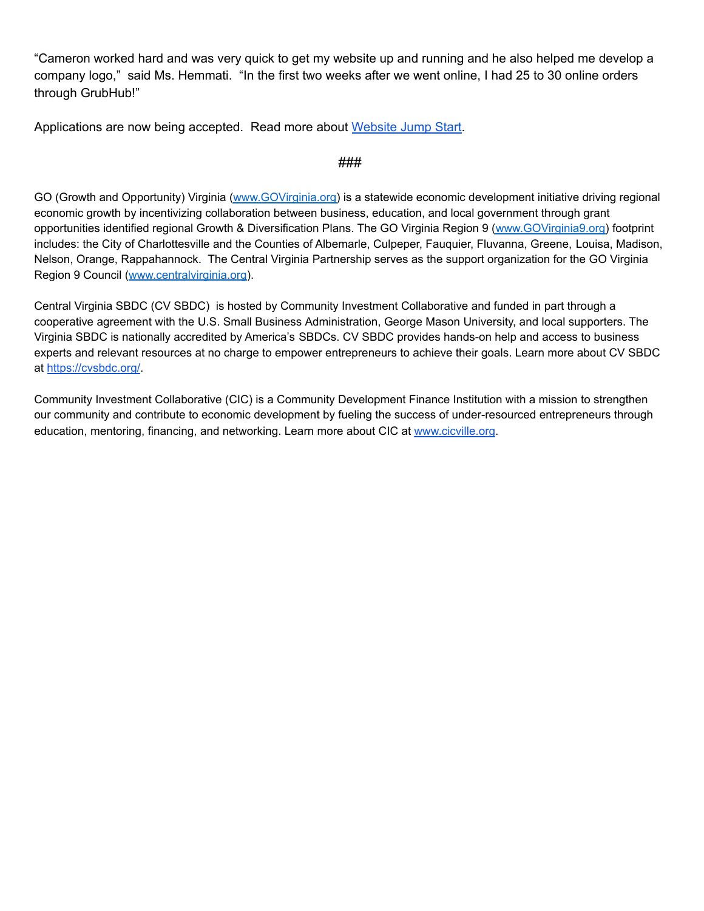"Cameron worked hard and was very quick to get my website up and running and he also helped me develop a company logo," said Ms. Hemmati. "In the first two weeks after we went online, I had 25 to 30 online orders through GrubHub!"

Applications are now being accepted. Read more about Website Jump Start.

###

GO (Growth and Opportunity) Virginia (www.GOVirginia.org) is a statewide economic development initiative driving regional economic growth by incentivizing collaboration between business, education, and local government through grant opportunities identified regional Growth & Diversification Plans. The GO Virginia Region 9 (www.GOVirginia9.org) footprint includes: the City of Charlottesville and the Counties of Albemarle, Culpeper, Fauquier, Fluvanna, Greene, Louisa, Madison, Nelson, Orange, Rappahannock. The Central Virginia Partnership serves as the support organization for the GO Virginia Region 9 Council (www.centralvirginia.org).

Central Virginia SBDC (CV SBDC) is hosted by Community Investment Collaborative and funded in part through a cooperative agreement with the U.S. Small Business Administration, George Mason University, and local supporters. The Virginia SBDC is nationally accredited by America's SBDCs. CV SBDC provides hands-on help and access to business experts and relevant resources at no charge to empower entrepreneurs to achieve their goals. Learn more about CV SBDC at https://cvsbdc.org/.

Community Investment Collaborative (CIC) is a Community Development Finance Institution with a mission to strengthen our community and contribute to economic development by fueling the success of under-resourced entrepreneurs through education, mentoring, financing, and networking. Learn more about CIC at www.cicville.org.